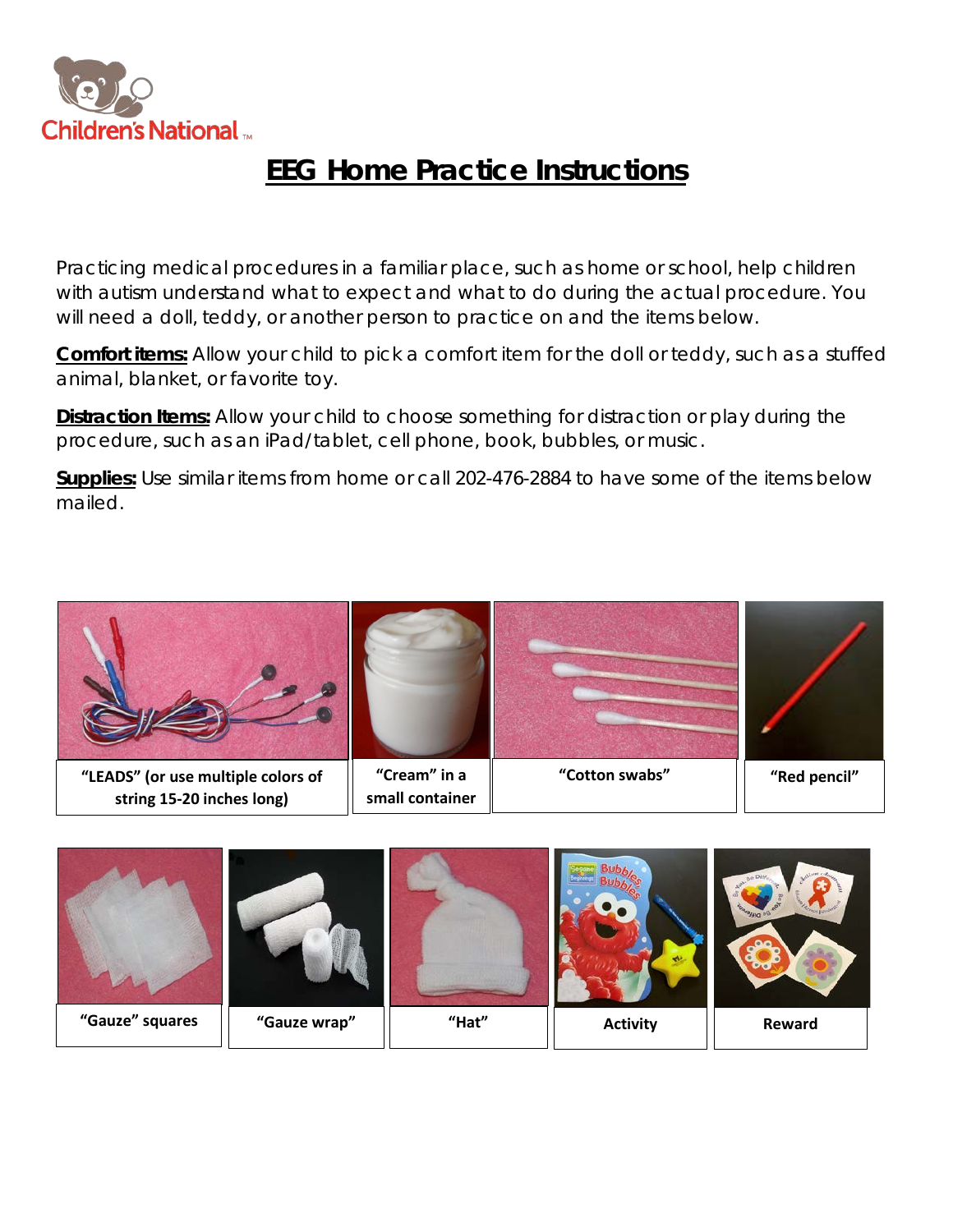Children's National

# EEG Home Practice Instructions

Practicing medical procedures in a familiar place, such as home or school, help children with autism understand what to expect and what to do during the actual procedure. You will need a doll, teddy, or another person to practice on and the items below.

**Comfort items:** Allow your child to pick a comfort item for the doll or teddy, such as a stuffed animal, blanket, or favorite toy.

**Distraction Items:** Allow your child to choose something for distraction or play during the procedure, such as an iPad/tablet, cell phone, book, bubbles, or music.

**Supplies:** Use similar items from home or call 202-476-2884 to have some of the items below mailed.

| "LEADS" (or use multiple colors of string 15-20 inches long) | "Cream" in a small container | "Cotton swabs" | "Red pencil" |
| --- | --- | --- | --- |

| "Gauze" squares | "Gauze wrap" | "Hat" | Activity | Reward |
| --- | --- | --- | --- | --- |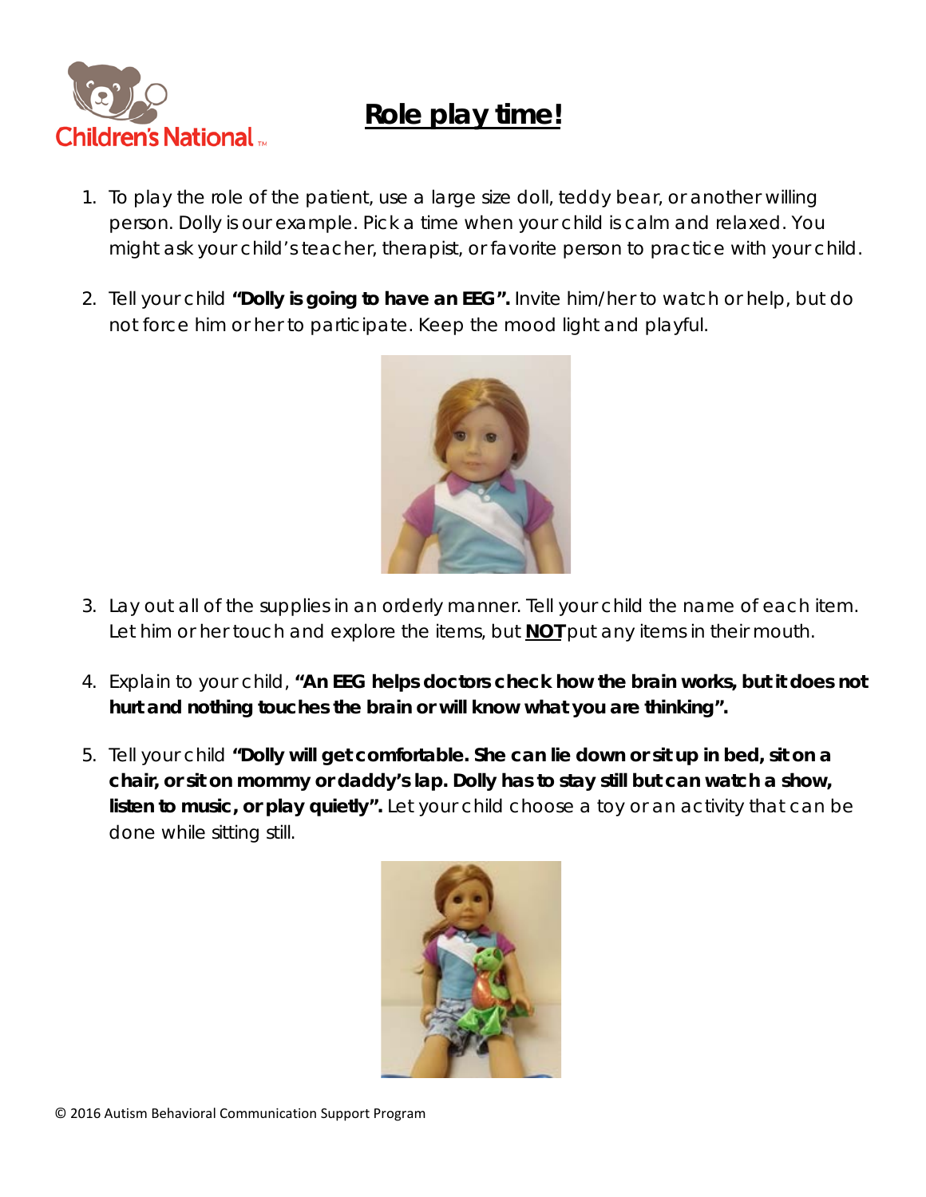# Role play time!

1. To play the role of the patient, use a large size doll, teddy bear, or another willing person. Dolly is our example. Pick a time when your child is calm and relaxed. You might ask your child's teacher, therapist, or favorite person to practice with your child.

2. Tell your child **"Dolly is going to have an EEG".** Invite him/her to watch or help, but do not force him or her to participate. Keep the mood light and playful.

3. Lay out all of the supplies in an orderly manner. Tell your child the name of each item. Let him or her touch and explore the items, but **NOT** put any items in their mouth.

4. Explain to your child, **"An EEG helps doctors check how the brain works, but it does not hurt and nothing touches the brain or will know what you are thinking".**

5. Tell your child **"Dolly will get comfortable. She can lie down or sit up in bed, sit on a chair, or sit on mommy or daddy's lap. Dolly has to stay still but can watch a show, listen to music, or play quietly".** Let your child choose a toy or an activity that can be done while sitting still.

© 2016 Autism Behavioral Communication Support Program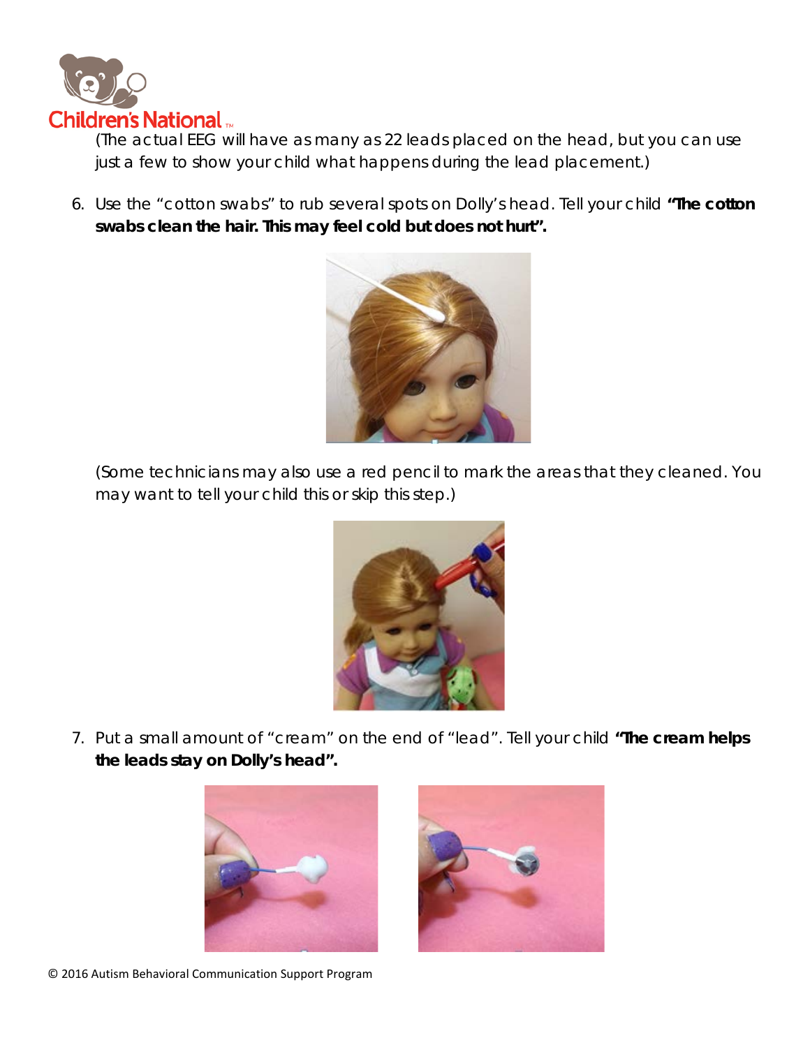(The actual EEG will have as many as 22 leads placed on the head, but you can use just a few to show your child what happens during the lead placement.)

6. Use the "cotton swabs" to rub several spots on Dolly's head. Tell your child **"The cotton swabs clean the hair. This may feel cold but does not hurt".**

   (Some technicians may also use a red pencil to mark the areas that they cleaned. You may want to tell your child this or skip this step.)

7. Put a small amount of "cream" on the end of "lead". Tell your child **"The cream helps the leads stay on Dolly's head".**

© 2016 Autism Behavioral Communication Support Program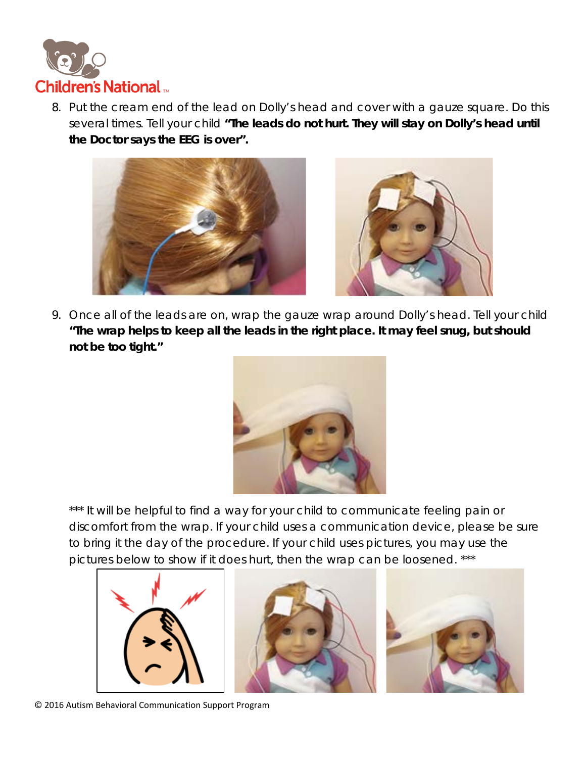8. Put the cream end of the lead on Dolly's head and cover with a gauze square. Do this several times. Tell your child **"The leads do not hurt. They will stay on Dolly's head until the Doctor says the EEG is over".**

9. Once all of the leads are on, wrap the gauze wrap around Dolly's head. Tell your child **"The wrap helps to keep all the leads in the right place. It may feel snug, but should not be too tight."**

*** It will be helpful to find a way for your child to communicate feeling pain or discomfort from the wrap. If your child uses a communication device, please be sure to bring it the day of the procedure. If your child uses pictures, you may use the pictures below to show if it does hurt, then the wrap can be loosened. ***

© 2016 Autism Behavioral Communication Support Program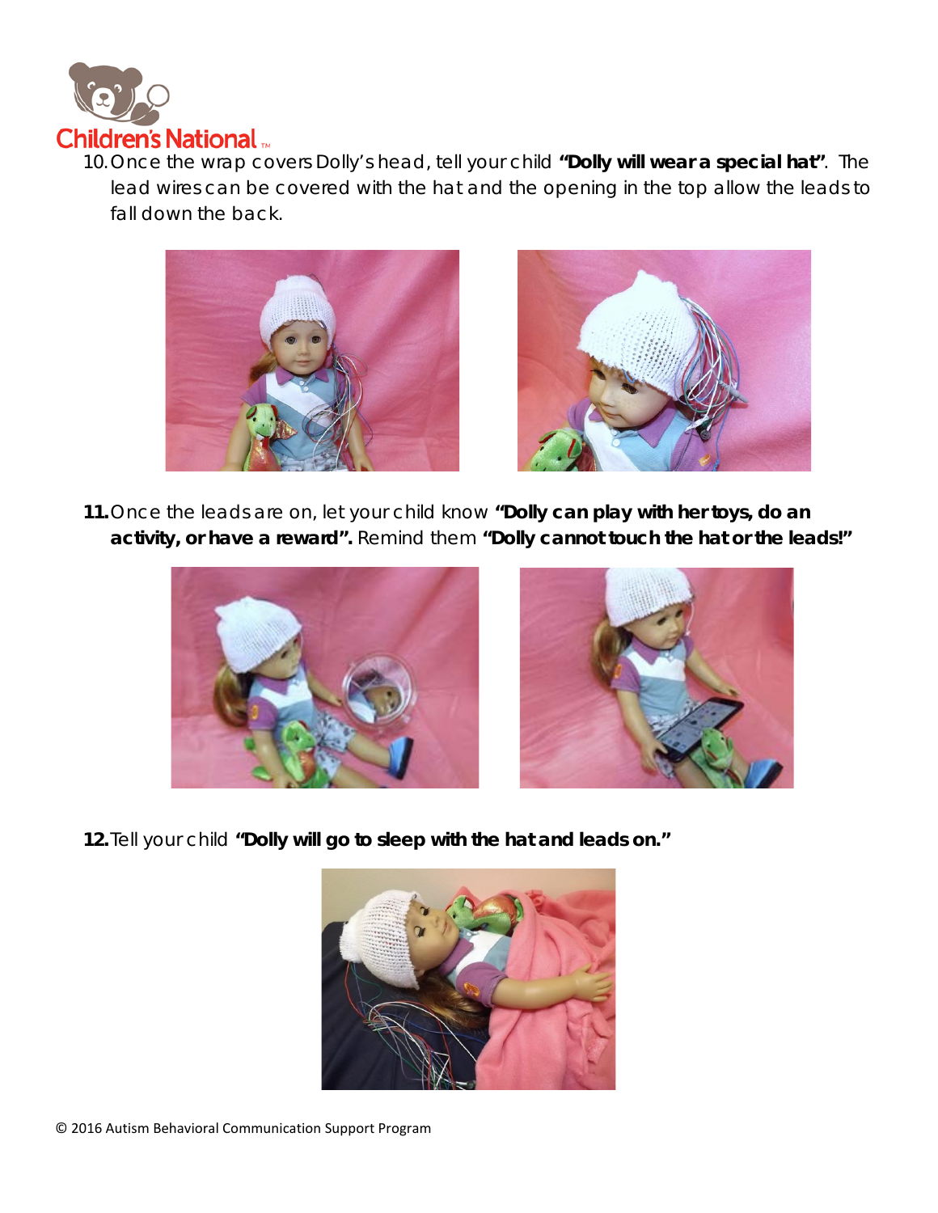10. Once the wrap covers Dolly's head, tell your child **"Dolly will wear a special hat"**. The lead wires can be covered with the hat and the opening in the top allow the leads to fall down the back.

11. Once the leads are on, let your child know **"Dolly can play with her toys, do an activity, or have a reward".** Remind them **"Dolly cannot touch the hat or the leads!"**

12. Tell your child **"Dolly will go to sleep with the hat and leads on."**

© 2016 Autism Behavioral Communication Support Program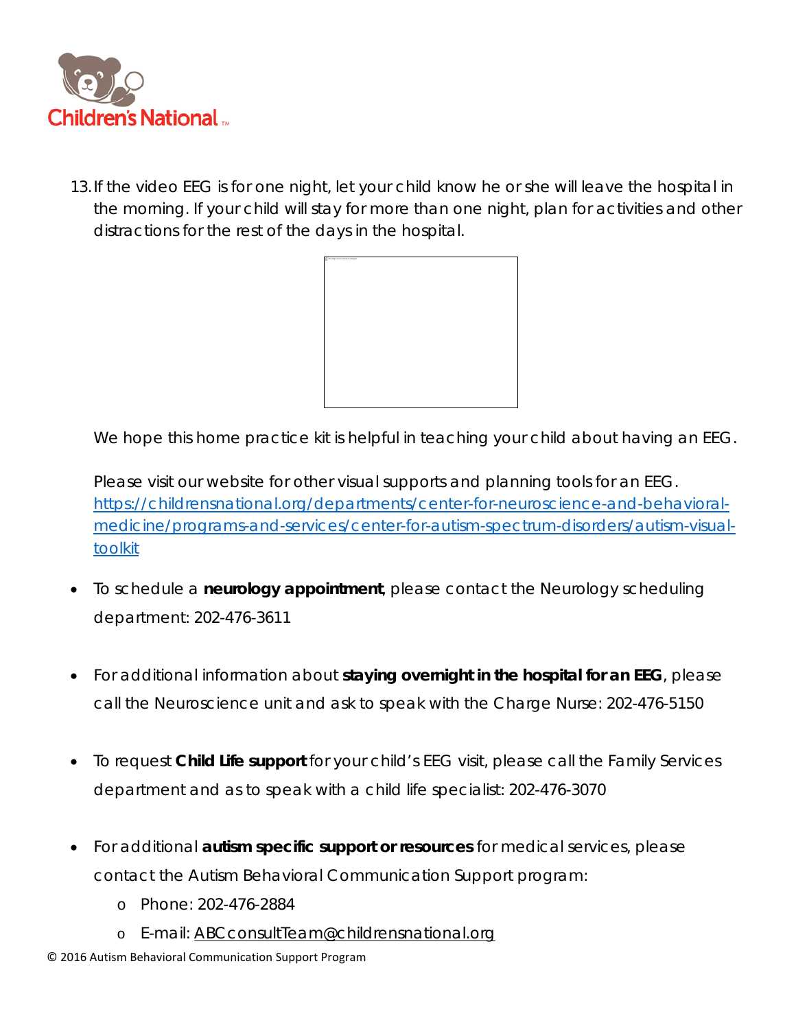13. If the video EEG is for one night, let your child know he or she will leave the hospital in the morning. If your child will stay for more than one night, plan for activities and other distractions for the rest of the days in the hospital.

We hope this home practice kit is helpful in teaching your child about having an EEG.

Please visit our website for other visual supports and planning tools for an EEG. https://childrensnational.org/departments/center-for-neuroscience-and-behavioral-medicine/programs-and-services/center-for-autism-spectrum-disorders/autism-visual-toolkit

- To schedule a **neurology appointment**, please contact the Neurology scheduling department: 202-476-3611
- For additional information about **staying overnight in the hospital for an EEG**, please call the Neuroscience unit and ask to speak with the Charge Nurse: 202-476-5150
- To request **Child Life support** for your child's EEG visit, please call the Family Services department and as to speak with a child life specialist: 202-476-3070
- For additional **autism specific support or resources** for medical services, please contact the Autism Behavioral Communication Support program:
  - Phone: 202-476-2884
  - E-mail: ABCconsultTeam@childrensnational.org

© 2016 Autism Behavioral Communication Support Program